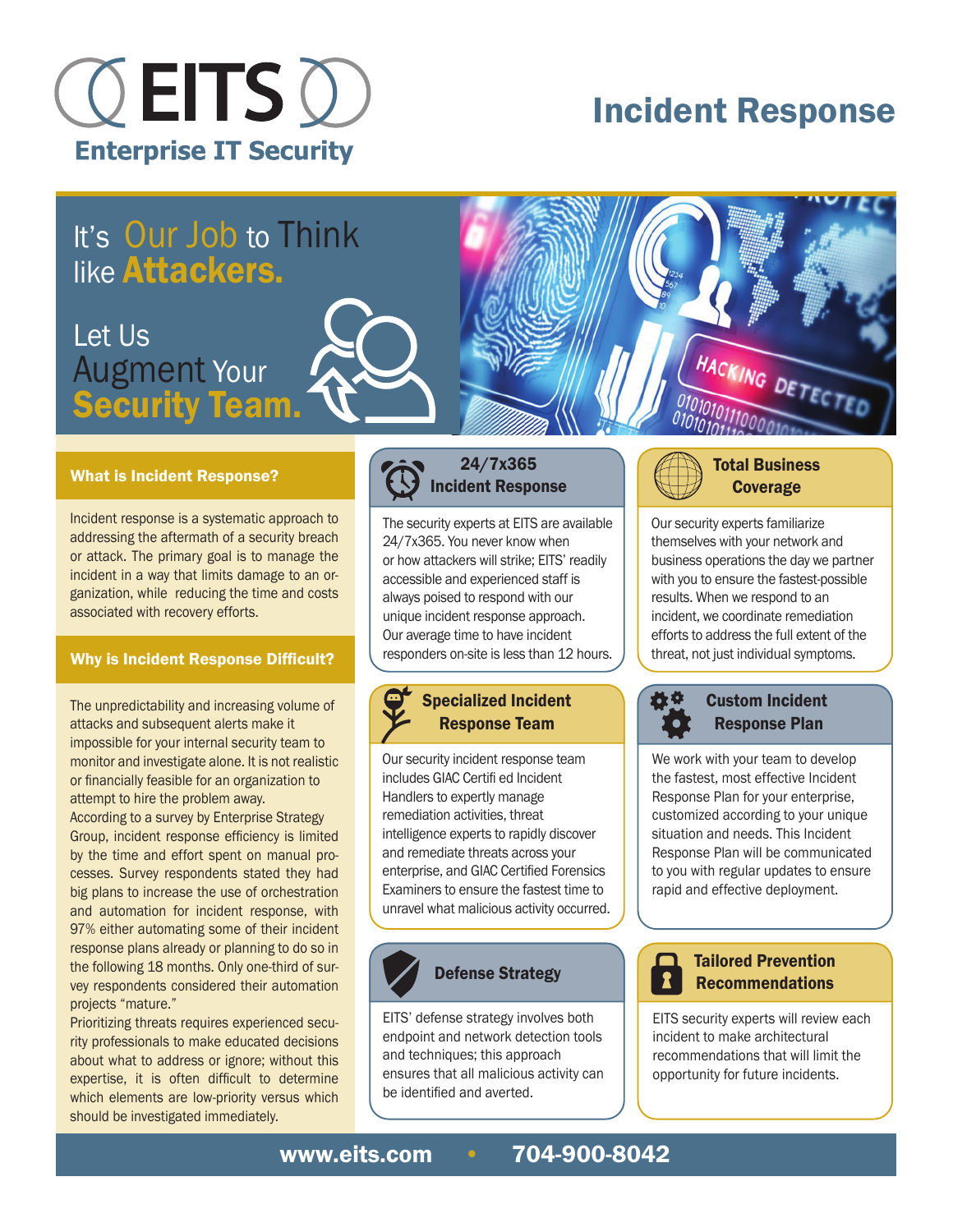# EITS

Enterprise IT Security

# Incident Response

## It's Our Job to Think like Attackers.

## Let Us Augment Your Security Team.

### What is Incident Response?

Incident response is a systematic approach to addressing the aftermath of a security breach or attack. The primary goal is to manage the incident in a way that limits damage to an organization, while reducing the time and costs associated with recovery efforts.

### Why is Incident Response Difficult?

The unpredictability and increasing volume of attacks and subsequent alerts make it impossible for your internal security team to monitor and investigate alone. It is not realistic or financially feasible for an organization to attempt to hire the problem away.

According to a survey by Enterprise Strategy Group, incident response efficiency is limited by the time and effort spent on manual processes. Survey respondents stated they had big plans to increase the use of orchestration and automation for incident response, with 97% either automating some of their incident response plans already or planning to do so in the following 18 months. Only one-third of survey respondents considered their automation projects "mature."

Prioritizing threats requires experienced security professionals to make educated decisions about what to address or ignore; without this expertise, it is often difficult to determine which elements are low-priority versus which should be investigated immediately.

### 24/7x365 Incident Response

The security experts at EITS are available 24/7x365. You never know when or how attackers will strike; EITS' readily accessible and experienced staff is always poised to respond with our unique incident response approach. Our average time to have incident responders on-site is less than 12 hours.

### Total Business Coverage

Our security experts familiarize themselves with your network and business operations the day we partner with you to ensure the fastest-possible results. When we respond to an incident, we coordinate remediation efforts to address the full extent of the threat, not just individual symptoms.

### Specialized Incident Response Team

Our security incident response team includes GIAC Certifi ed Incident Handlers to expertly manage remediation activities, threat intelligence experts to rapidly discover and remediate threats across your enterprise, and GIAC Certified Forensics Examiners to ensure the fastest time to unravel what malicious activity occurred.

### Custom Incident Response Plan

We work with your team to develop the fastest, most effective Incident Response Plan for your enterprise, customized according to your unique situation and needs. This Incident Response Plan will be communicated to you with regular updates to ensure rapid and effective deployment.

### Defense Strategy

EITS' defense strategy involves both endpoint and network detection tools and techniques; this approach ensures that all malicious activity can be identified and averted.

### Tailored Prevention Recommendations

EITS security experts will review each incident to make architectural recommendations that will limit the opportunity for future incidents.

**www.eits.com • 704-900-8042**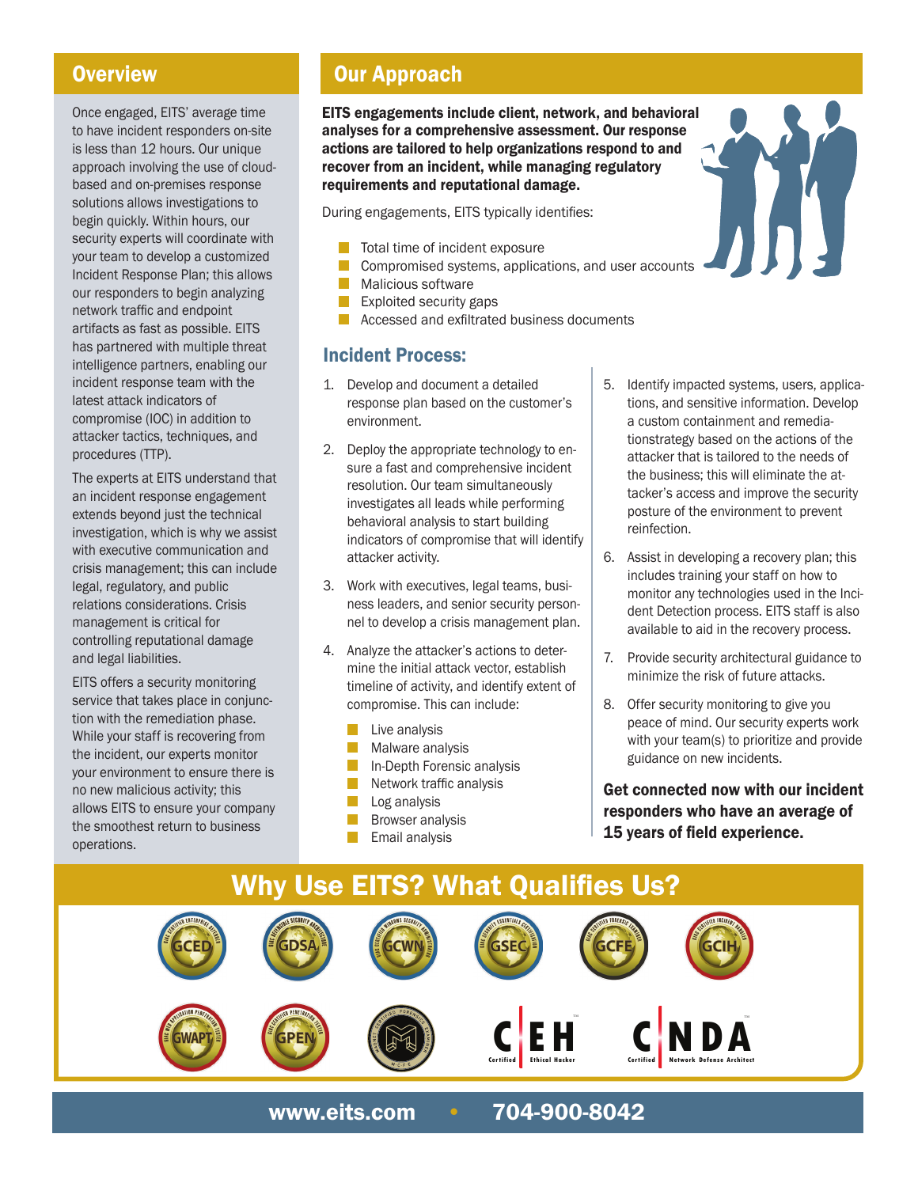## Overview

Once engaged, EITS' average time to have incident responders on-site is less than 12 hours. Our unique approach involving the use of cloud-based and on-premises response solutions allows investigations to begin quickly. Within hours, our security experts will coordinate with your team to develop a customized Incident Response Plan; this allows our responders to begin analyzing network traffic and endpoint artifacts as fast as possible. EITS has partnered with multiple threat intelligence partners, enabling our incident response team with the latest attack indicators of compromise (IOC) in addition to attacker tactics, techniques, and procedures (TTP).

The experts at EITS understand that an incident response engagement extends beyond just the technical investigation, which is why we assist with executive communication and crisis management; this can include legal, regulatory, and public relations considerations. Crisis management is critical for controlling reputational damage and legal liabilities.

EITS offers a security monitoring service that takes place in conjunction with the remediation phase. While your staff is recovering from the incident, our experts monitor your environment to ensure there is no new malicious activity; this allows EITS to ensure your company the smoothest return to business operations.

## Our Approach

**EITS engagements include client, network, and behavioral analyses for a comprehensive assessment. Our response actions are tailored to help organizations respond to and recover from an incident, while managing regulatory requirements and reputational damage.**

During engagements, EITS typically identifies:

- Total time of incident exposure
- Compromised systems, applications, and user accounts
- Malicious software
- Exploited security gaps
- Accessed and exfiltrated business documents

### Incident Process:

1. Develop and document a detailed response plan based on the customer's environment.
2. Deploy the appropriate technology to ensure a fast and comprehensive incident resolution. Our team simultaneously investigates all leads while performing behavioral analysis to start building indicators of compromise that will identify attacker activity.
3. Work with executives, legal teams, business leaders, and senior security personnel to develop a crisis management plan.
4. Analyze the attacker's actions to determine the initial attack vector, establish timeline of activity, and identify extent of compromise. This can include:
   - Live analysis
   - Malware analysis
   - In-Depth Forensic analysis
   - Network traffic analysis
   - Log analysis
   - Browser analysis
   - Email analysis
5. Identify impacted systems, users, applications, and sensitive information. Develop a custom containment and remediationstrategy based on the actions of the attacker that is tailored to the needs of the business; this will eliminate the attacker's access and improve the security posture of the environment to prevent reinfection.
6. Assist in developing a recovery plan; this includes training your staff on how to monitor any technologies used in the Incident Detection process. EITS staff is also available to aid in the recovery process.
7. Provide security architectural guidance to minimize the risk of future attacks.
8. Offer security monitoring to give you peace of mind. Our security experts work with your team(s) to prioritize and provide guidance on new incidents.

**Get connected now with our incident responders who have an average of 15 years of field experience.**

## Why Use EITS? What Qualifies Us?

GCED GDSA GCWN GSEC GCFE GCIH
GWAPT GPEN MCFE
CEH Certified Ethical Hacker
CNDA Certified Network Defense Architect

**www.eits.com • 704-900-8042**